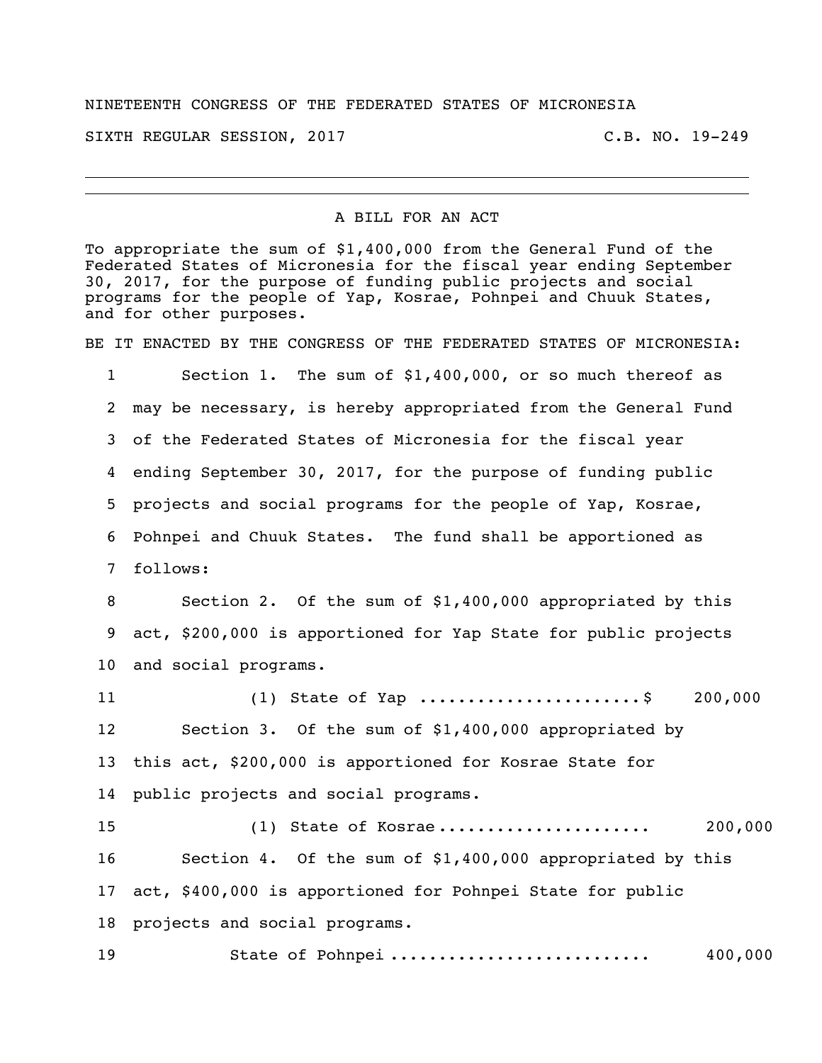NINETEENTH CONGRESS OF THE FEDERATED STATES OF MICRONESIA

SIXTH REGULAR SESSION, 2017 C.B. NO. 19-249

---

A BILL FOR AN ACT

To appropriate the sum of $1,400,000 from the General Fund of the Federated States of Micronesia for the fiscal year ending September 30, 2017, for the purpose of funding public projects and social programs for the people of Yap, Kosrae, Pohnpei and Chuuk States, and for other purposes.

BE IT ENACTED BY THE CONGRESS OF THE FEDERATED STATES OF MICRONESIA:

1 Section 1. The sum of $1,400,000, or so much thereof as
2 may be necessary, is hereby appropriated from the General Fund
3 of the Federated States of Micronesia for the fiscal year
4 ending September 30, 2017, for the purpose of funding public
5 projects and social programs for the people of Yap, Kosrae,
6 Pohnpei and Chuuk States. The fund shall be apportioned as
7 follows:

8 Section 2. Of the sum of $1,400,000 appropriated by this
9 act, $200,000 is apportioned for Yap State for public projects
10 and social programs.

11 (1) State of Yap ......................$ 200,000

12 Section 3. Of the sum of $1,400,000 appropriated by
13 this act, $200,000 is apportioned for Kosrae State for
14 public projects and social programs.

15 (1) State of Kosrae..................... 200,000

16 Section 4. Of the sum of $1,400,000 appropriated by this
17 act, $400,000 is apportioned for Pohnpei State for public
18 projects and social programs.

19 State of Pohnpei .......................... 400,000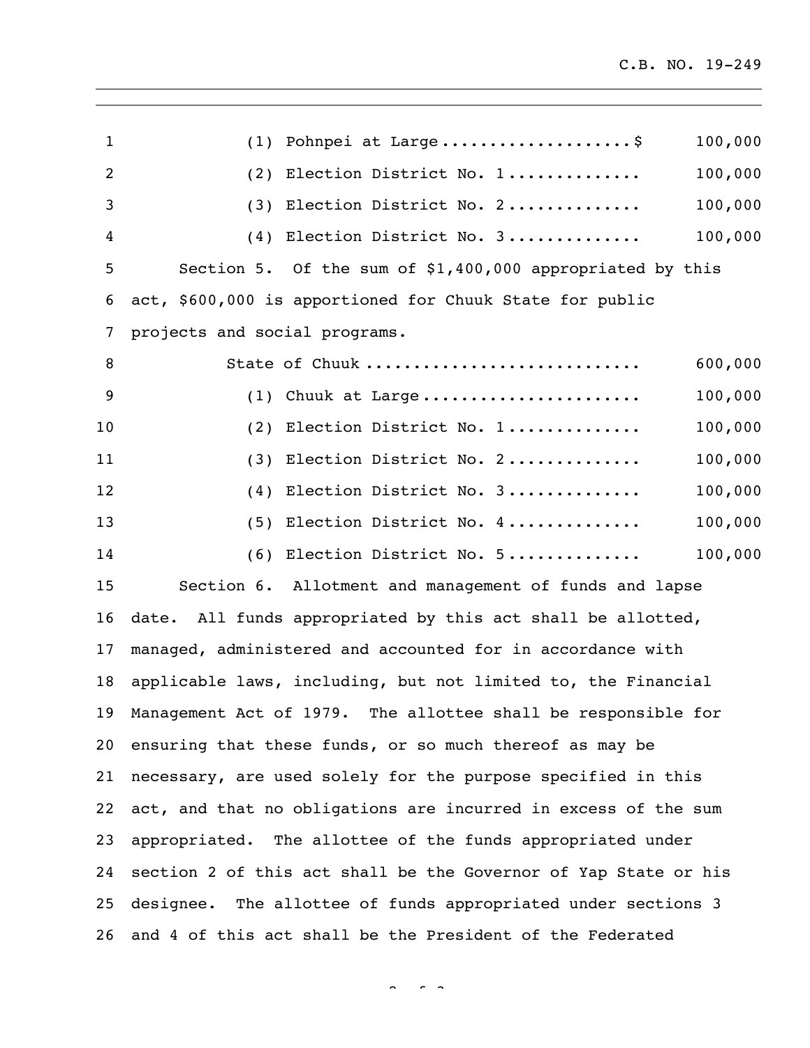(1) Pohnpei at Large....................$ 100,000

(2) Election District No. 1.............. 100,000

(3) Election District No. 2.............. 100,000

(4) Election District No. 3.............. 100,000

Section 5. Of the sum of $1,400,000 appropriated by this act, $600,000 is apportioned for Chuuk State for public projects and social programs.

State of Chuuk ............................ 600,000

(1) Chuuk at Large....................... 100,000

(2) Election District No. 1.............. 100,000

(3) Election District No. 2.............. 100,000

(4) Election District No. 3.............. 100,000

(5) Election District No. 4.............. 100,000

(6) Election District No. 5.............. 100,000

Section 6. Allotment and management of funds and lapse date. All funds appropriated by this act shall be allotted, managed, administered and accounted for in accordance with applicable laws, including, but not limited to, the Financial Management Act of 1979. The allottee shall be responsible for ensuring that these funds, or so much thereof as may be necessary, are used solely for the purpose specified in this act, and that no obligations are incurred in excess of the sum appropriated. The allottee of the funds appropriated under section 2 of this act shall be the Governor of Yap State or his designee. The allottee of funds appropriated under sections 3 and 4 of this act shall be the President of the Federated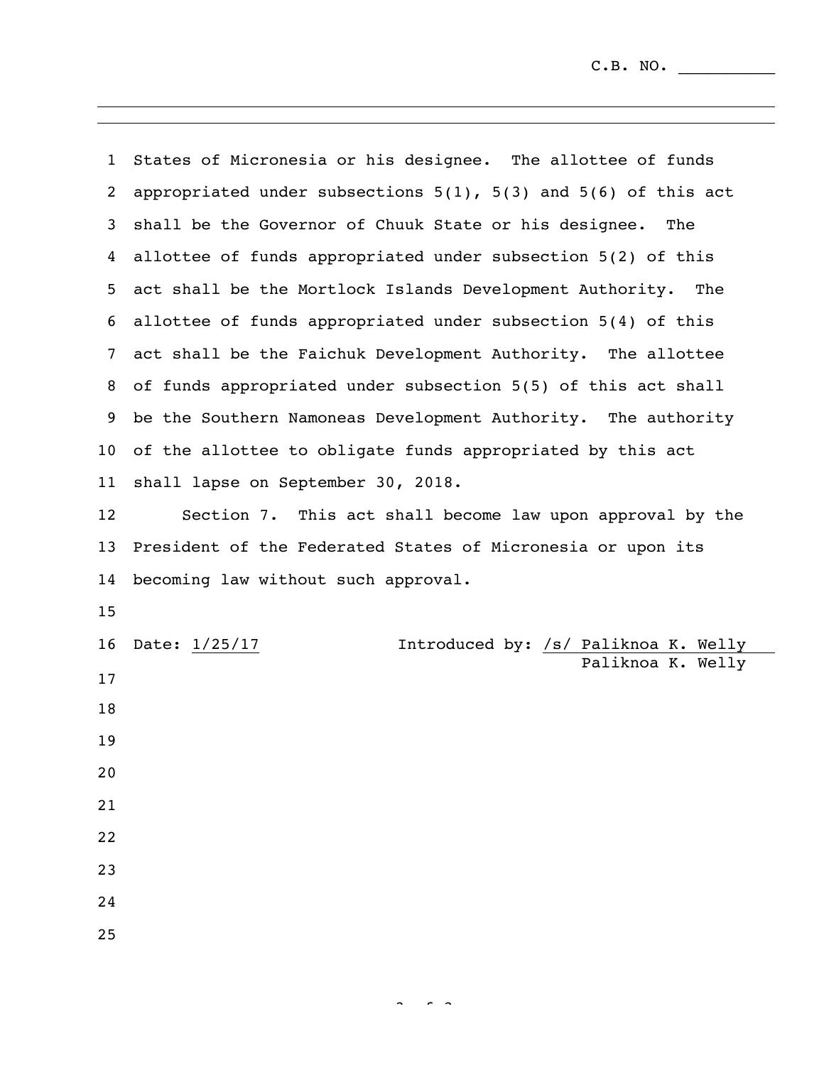States of Micronesia or his designee. The allottee of funds appropriated under subsections 5(1), 5(3) and 5(6) of this act shall be the Governor of Chuuk State or his designee. The allottee of funds appropriated under subsection 5(2) of this act shall be the Mortlock Islands Development Authority. The allottee of funds appropriated under subsection 5(4) of this act shall be the Faichuk Development Authority. The allottee of funds appropriated under subsection 5(5) of this act shall be the Southern Namoneas Development Authority. The authority of the allottee to obligate funds appropriated by this act shall lapse on September 30, 2018.

Section 7. This act shall become law upon approval by the President of the Federated States of Micronesia or upon its becoming law without such approval.

Date: 1/25/17

Introduced by: /s/ Paliknoa K. Welly
Paliknoa K. Welly